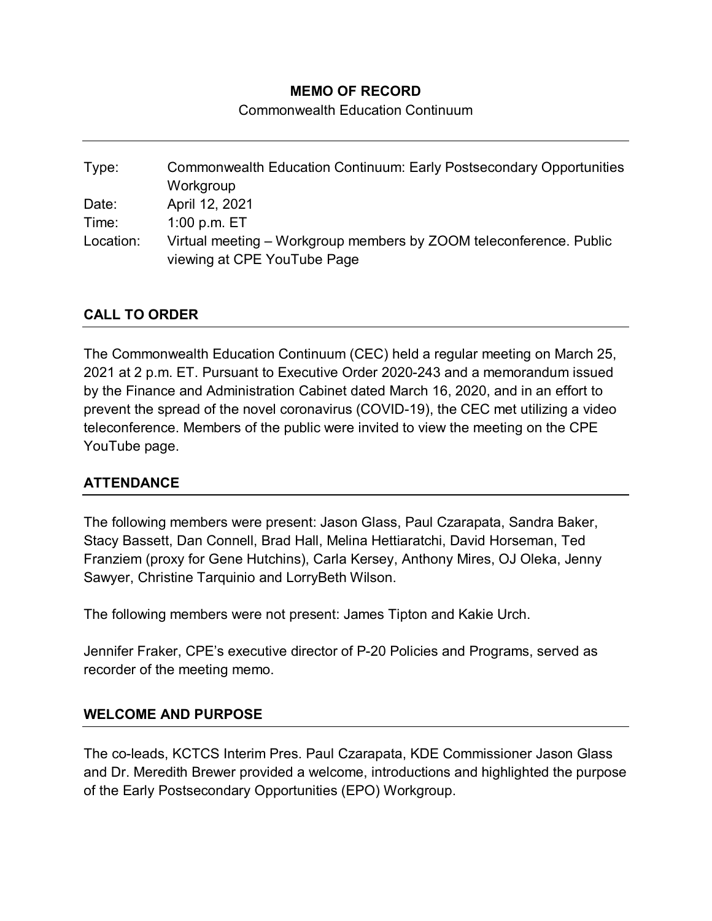**MEMO OF RECORD**

Commonwealth Education Continuum

---

| | |
|---|---|
| Type: | Commonwealth Education Continuum: Early Postsecondary Opportunities Workgroup |
| Date: | April 12, 2021 |
| Time: | 1:00 p.m. ET |
| Location: | Virtual meeting – Workgroup members by ZOOM teleconference. Public viewing at CPE YouTube Page |

## CALL TO ORDER

The Commonwealth Education Continuum (CEC) held a regular meeting on March 25, 2021 at 2 p.m. ET. Pursuant to Executive Order 2020-243 and a memorandum issued by the Finance and Administration Cabinet dated March 16, 2020, and in an effort to prevent the spread of the novel coronavirus (COVID-19), the CEC met utilizing a video teleconference. Members of the public were invited to view the meeting on the CPE YouTube page.

## ATTENDANCE

The following members were present: Jason Glass, Paul Czarapata, Sandra Baker, Stacy Bassett, Dan Connell, Brad Hall, Melina Hettiaratchi, David Horseman, Ted Franziem (proxy for Gene Hutchins), Carla Kersey, Anthony Mires, OJ Oleka, Jenny Sawyer, Christine Tarquinio and LorryBeth Wilson.

The following members were not present: James Tipton and Kakie Urch.

Jennifer Fraker, CPE's executive director of P-20 Policies and Programs, served as recorder of the meeting memo.

## WELCOME AND PURPOSE

The co-leads, KCTCS Interim Pres. Paul Czarapata, KDE Commissioner Jason Glass and Dr. Meredith Brewer provided a welcome, introductions and highlighted the purpose of the Early Postsecondary Opportunities (EPO) Workgroup.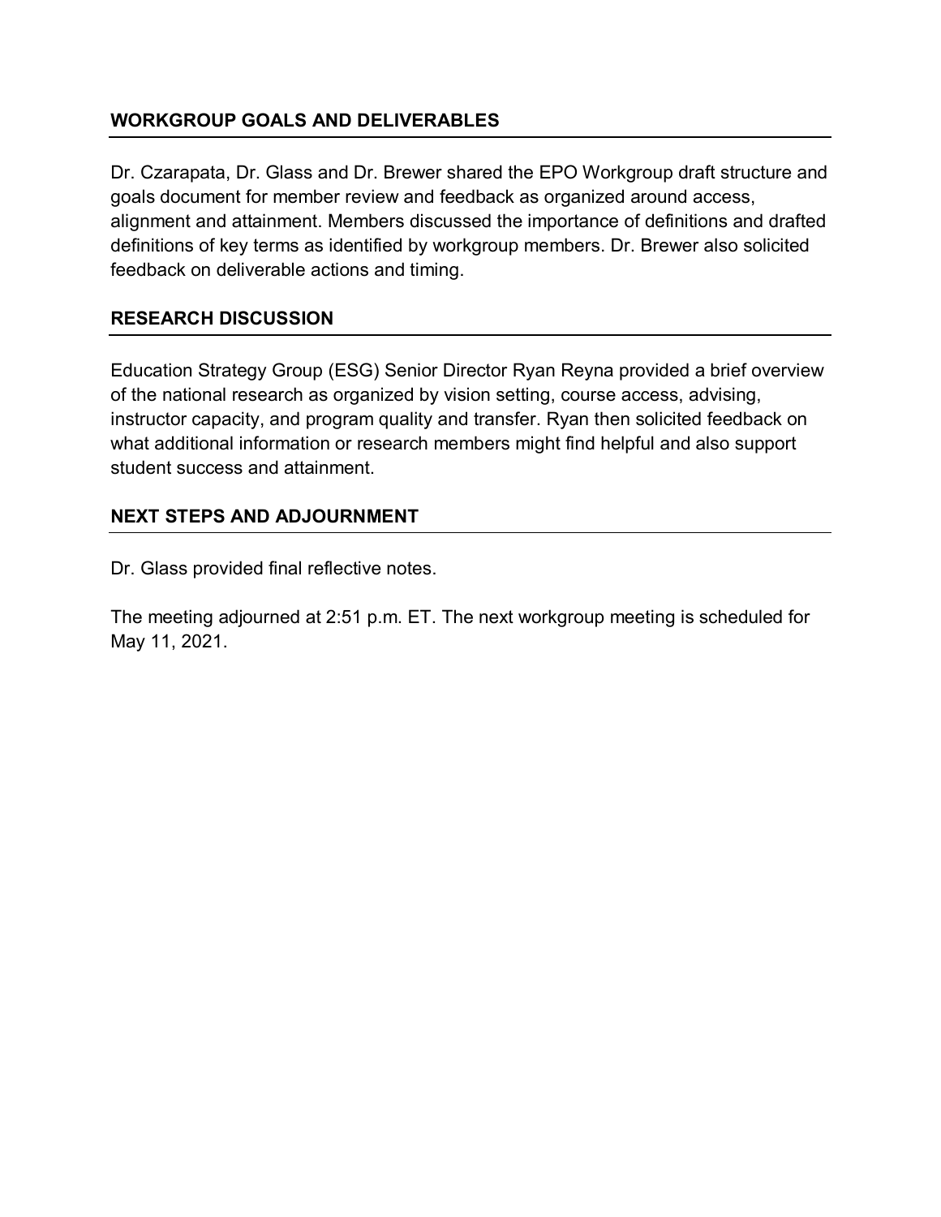## WORKGROUP GOALS AND DELIVERABLES

Dr. Czarapata, Dr. Glass and Dr. Brewer shared the EPO Workgroup draft structure and goals document for member review and feedback as organized around access, alignment and attainment. Members discussed the importance of definitions and drafted definitions of key terms as identified by workgroup members. Dr. Brewer also solicited feedback on deliverable actions and timing.

## RESEARCH DISCUSSION

Education Strategy Group (ESG) Senior Director Ryan Reyna provided a brief overview of the national research as organized by vision setting, course access, advising, instructor capacity, and program quality and transfer. Ryan then solicited feedback on what additional information or research members might find helpful and also support student success and attainment.

## NEXT STEPS AND ADJOURNMENT

Dr. Glass provided final reflective notes.

The meeting adjourned at 2:51 p.m. ET. The next workgroup meeting is scheduled for May 11, 2021.